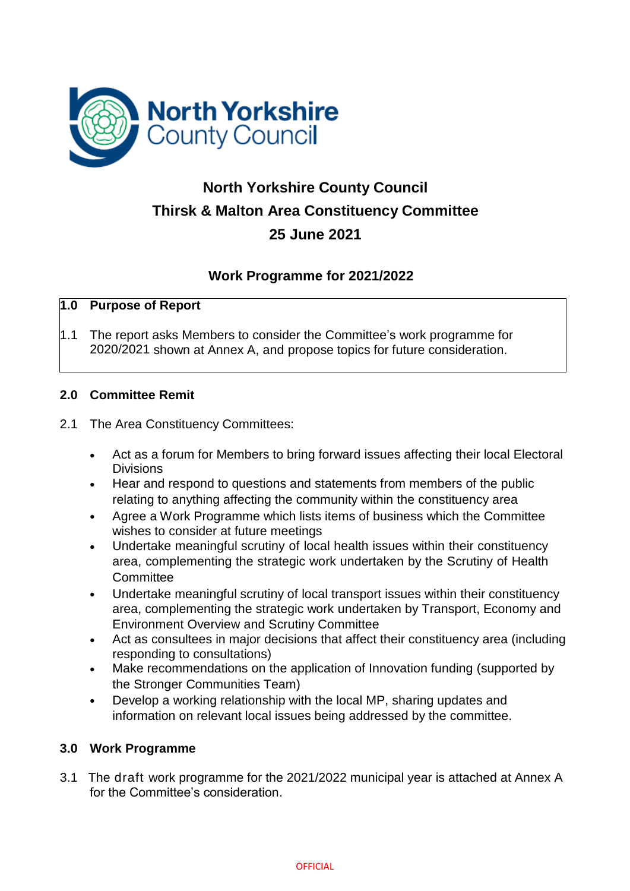# North Yorkshire County Council

## Thirsk & Malton Area Constituency Committee

## 25 June 2021

## Work Programme for 2021/2022

### 1.0 Purpose of Report

1.1 The report asks Members to consider the Committee's work programme for 2020/2021 shown at Annex A, and propose topics for future consideration.

### 2.0 Committee Remit

2.1 The Area Constituency Committees:

- Act as a forum for Members to bring forward issues affecting their local Electoral Divisions
- Hear and respond to questions and statements from members of the public relating to anything affecting the community within the constituency area
- Agree a Work Programme which lists items of business which the Committee wishes to consider at future meetings
- Undertake meaningful scrutiny of local health issues within their constituency area, complementing the strategic work undertaken by the Scrutiny of Health Committee
- Undertake meaningful scrutiny of local transport issues within their constituency area, complementing the strategic work undertaken by Transport, Economy and Environment Overview and Scrutiny Committee
- Act as consultees in major decisions that affect their constituency area (including responding to consultations)
- Make recommendations on the application of Innovation funding (supported by the Stronger Communities Team)
- Develop a working relationship with the local MP, sharing updates and information on relevant local issues being addressed by the committee.

### 3.0 Work Programme

3.1 The draft work programme for the 2021/2022 municipal year is attached at Annex A for the Committee's consideration.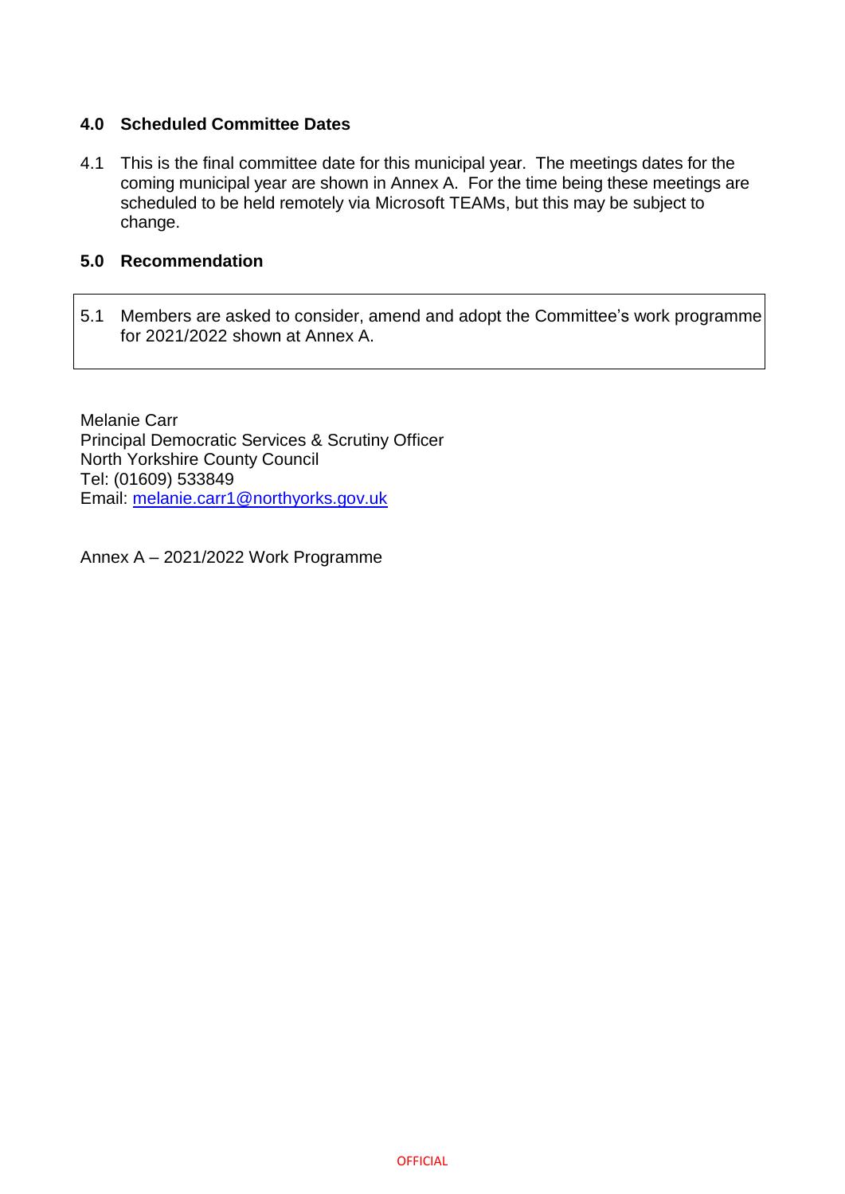## 4.0 Scheduled Committee Dates

4.1 This is the final committee date for this municipal year. The meetings dates for the coming municipal year are shown in Annex A. For the time being these meetings are scheduled to be held remotely via Microsoft TEAMs, but this may be subject to change.

## 5.0 Recommendation

5.1 Members are asked to consider, amend and adopt the Committee's work programme for 2021/2022 shown at Annex A.

Melanie Carr
Principal Democratic Services & Scrutiny Officer
North Yorkshire County Council
Tel: (01609) 533849
Email: melanie.carr1@northyorks.gov.uk

Annex A – 2021/2022 Work Programme

OFFICIAL